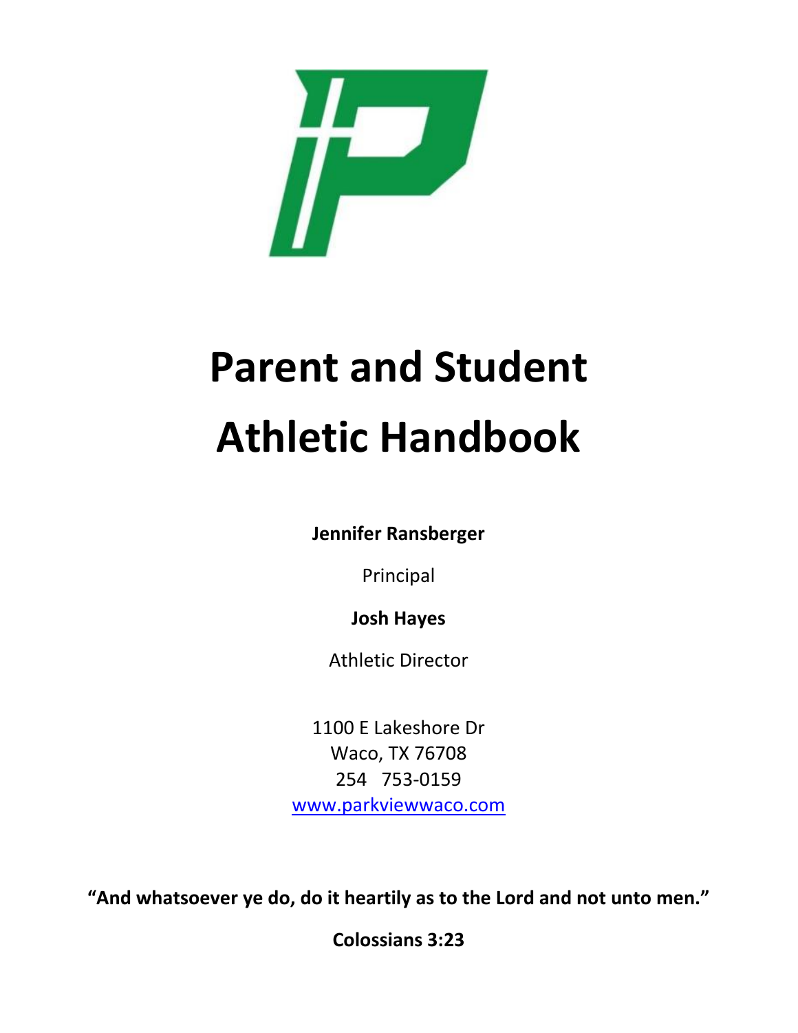# Parent and Student Athletic Handbook

**Jennifer Ransberger**

Principal

**Josh Hayes**

Athletic Director

1100 E Lakeshore Dr
Waco, TX 76708
254 753-0159
www.parkviewwaco.com

**"And whatsoever ye do, do it heartily as to the Lord and not unto men."**

**Colossians 3:23**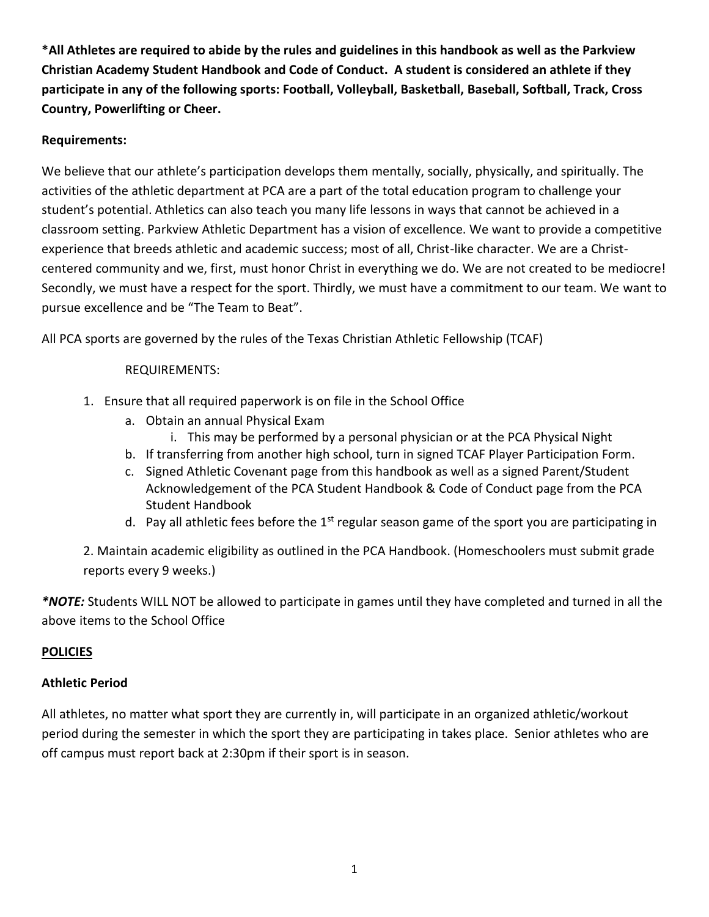**\*All Athletes are required to abide by the rules and guidelines in this handbook as well as the Parkview Christian Academy Student Handbook and Code of Conduct. A student is considered an athlete if they participate in any of the following sports: Football, Volleyball, Basketball, Baseball, Softball, Track, Cross Country, Powerlifting or Cheer.**

**Requirements:**

We believe that our athlete's participation develops them mentally, socially, physically, and spiritually. The activities of the athletic department at PCA are a part of the total education program to challenge your student's potential. Athletics can also teach you many life lessons in ways that cannot be achieved in a classroom setting. Parkview Athletic Department has a vision of excellence. We want to provide a competitive experience that breeds athletic and academic success; most of all, Christ-like character. We are a Christ-centered community and we, first, must honor Christ in everything we do. We are not created to be mediocre! Secondly, we must have a respect for the sport. Thirdly, we must have a commitment to our team. We want to pursue excellence and be "The Team to Beat".

All PCA sports are governed by the rules of the Texas Christian Athletic Fellowship (TCAF)

REQUIREMENTS:

1. Ensure that all required paperwork is on file in the School Office
   a. Obtain an annual Physical Exam
      i. This may be performed by a personal physician or at the PCA Physical Night
   b. If transferring from another high school, turn in signed TCAF Player Participation Form.
   c. Signed Athletic Covenant page from this handbook as well as a signed Parent/Student Acknowledgement of the PCA Student Handbook & Code of Conduct page from the PCA Student Handbook
   d. Pay all athletic fees before the 1st regular season game of the sport you are participating in

2. Maintain academic eligibility as outlined in the PCA Handbook. (Homeschoolers must submit grade reports every 9 weeks.)

***\*NOTE:*** Students WILL NOT be allowed to participate in games until they have completed and turned in all the above items to the School Office

**<u>POLICIES</u>**

**Athletic Period**

All athletes, no matter what sport they are currently in, will participate in an organized athletic/workout period during the semester in which the sport they are participating in takes place. Senior athletes who are off campus must report back at 2:30pm if their sport is in season.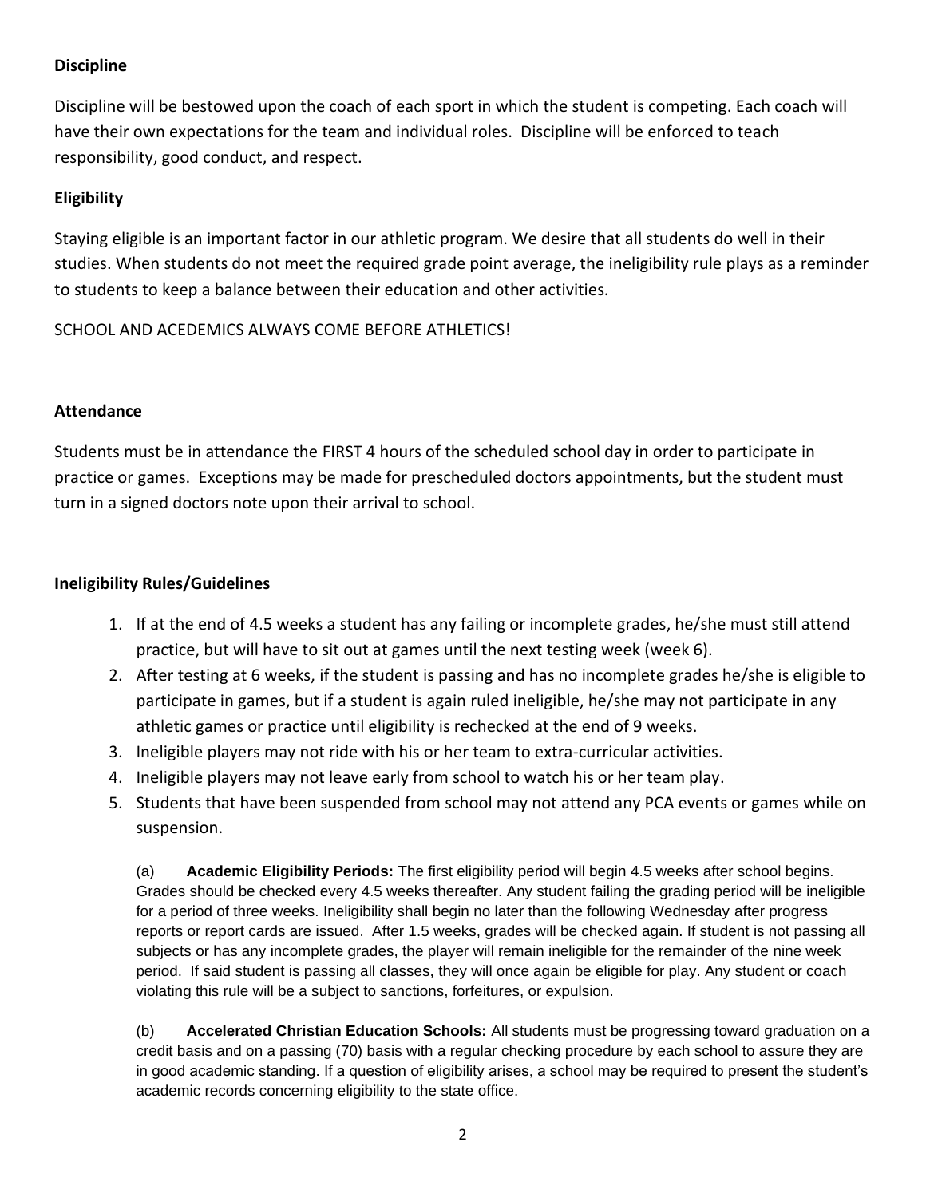### Discipline

Discipline will be bestowed upon the coach of each sport in which the student is competing. Each coach will have their own expectations for the team and individual roles. Discipline will be enforced to teach responsibility, good conduct, and respect.

### Eligibility

Staying eligible is an important factor in our athletic program. We desire that all students do well in their studies. When students do not meet the required grade point average, the ineligibility rule plays as a reminder to students to keep a balance between their education and other activities.

SCHOOL AND ACEDEMICS ALWAYS COME BEFORE ATHLETICS!

### Attendance

Students must be in attendance the FIRST 4 hours of the scheduled school day in order to participate in practice or games. Exceptions may be made for prescheduled doctors appointments, but the student must turn in a signed doctors note upon their arrival to school.

### Ineligibility Rules/Guidelines

1. If at the end of 4.5 weeks a student has any failing or incomplete grades, he/she must still attend practice, but will have to sit out at games until the next testing week (week 6).
2. After testing at 6 weeks, if the student is passing and has no incomplete grades he/she is eligible to participate in games, but if a student is again ruled ineligible, he/she may not participate in any athletic games or practice until eligibility is rechecked at the end of 9 weeks.
3. Ineligible players may not ride with his or her team to extra-curricular activities.
4. Ineligible players may not leave early from school to watch his or her team play.
5. Students that have been suspended from school may not attend any PCA events or games while on suspension.

   (a) **Academic Eligibility Periods:** The first eligibility period will begin 4.5 weeks after school begins. Grades should be checked every 4.5 weeks thereafter. Any student failing the grading period will be ineligible for a period of three weeks. Ineligibility shall begin no later than the following Wednesday after progress reports or report cards are issued. After 1.5 weeks, grades will be checked again. If student is not passing all subjects or has any incomplete grades, the player will remain ineligible for the remainder of the nine week period. If said student is passing all classes, they will once again be eligible for play. Any student or coach violating this rule will be a subject to sanctions, forfeitures, or expulsion.

   (b) **Accelerated Christian Education Schools:** All students must be progressing toward graduation on a credit basis and on a passing (70) basis with a regular checking procedure by each school to assure they are in good academic standing. If a question of eligibility arises, a school may be required to present the student's academic records concerning eligibility to the state office.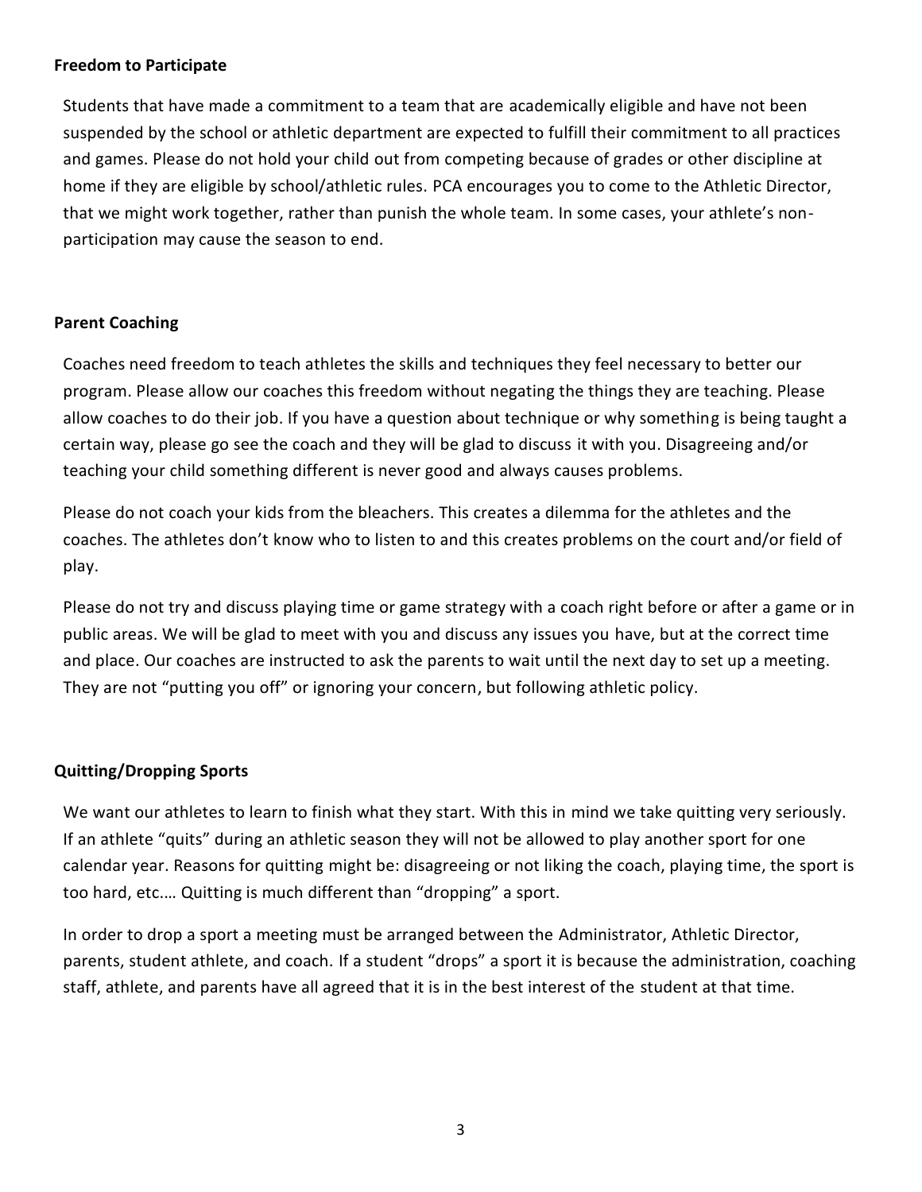**Freedom to Participate**

Students that have made a commitment to a team that are academically eligible and have not been suspended by the school or athletic department are expected to fulfill their commitment to all practices and games. Please do not hold your child out from competing because of grades or other discipline at home if they are eligible by school/athletic rules. PCA encourages you to come to the Athletic Director, that we might work together, rather than punish the whole team. In some cases, your athlete's non-participation may cause the season to end.

**Parent Coaching**

Coaches need freedom to teach athletes the skills and techniques they feel necessary to better our program. Please allow our coaches this freedom without negating the things they are teaching. Please allow coaches to do their job. If you have a question about technique or why something is being taught a certain way, please go see the coach and they will be glad to discuss it with you. Disagreeing and/or teaching your child something different is never good and always causes problems.

Please do not coach your kids from the bleachers. This creates a dilemma for the athletes and the coaches. The athletes don't know who to listen to and this creates problems on the court and/or field of play.

Please do not try and discuss playing time or game strategy with a coach right before or after a game or in public areas. We will be glad to meet with you and discuss any issues you have, but at the correct time and place. Our coaches are instructed to ask the parents to wait until the next day to set up a meeting. They are not "putting you off" or ignoring your concern, but following athletic policy.

**Quitting/Dropping Sports**

We want our athletes to learn to finish what they start. With this in mind we take quitting very seriously. If an athlete "quits" during an athletic season they will not be allowed to play another sport for one calendar year. Reasons for quitting might be: disagreeing or not liking the coach, playing time, the sport is too hard, etc.… Quitting is much different than "dropping" a sport.

In order to drop a sport a meeting must be arranged between the Administrator, Athletic Director, parents, student athlete, and coach. If a student "drops" a sport it is because the administration, coaching staff, athlete, and parents have all agreed that it is in the best interest of the student at that time.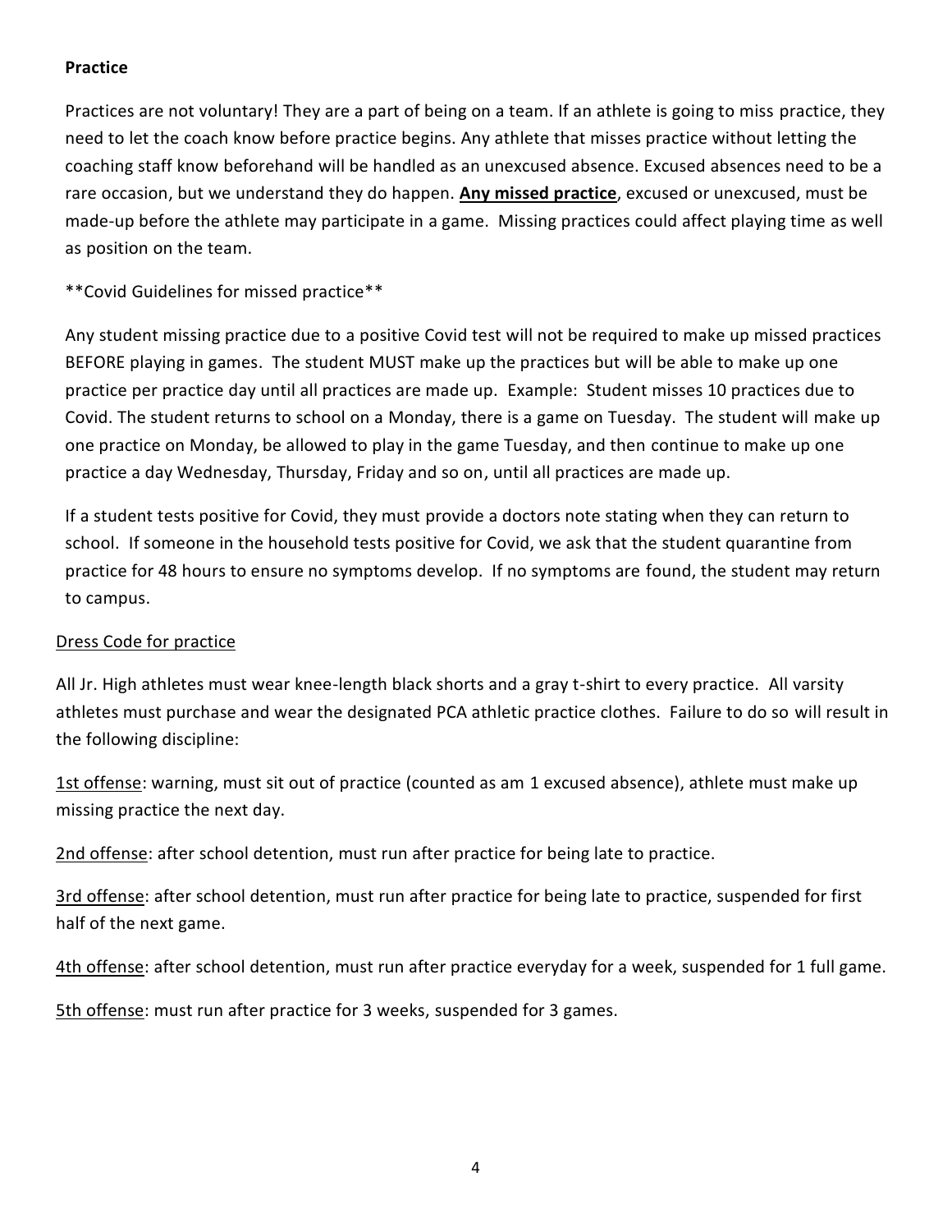**Practice**

Practices are not voluntary! They are a part of being on a team. If an athlete is going to miss practice, they need to let the coach know before practice begins. Any athlete that misses practice without letting the coaching staff know beforehand will be handled as an unexcused absence. Excused absences need to be a rare occasion, but we understand they do happen. **<u>Any missed practice</u>**, excused or unexcused, must be made-up before the athlete may participate in a game. Missing practices could affect playing time as well as position on the team.

**Covid Guidelines for missed practice**

Any student missing practice due to a positive Covid test will not be required to make up missed practices BEFORE playing in games. The student MUST make up the practices but will be able to make up one practice per practice day until all practices are made up. Example: Student misses 10 practices due to Covid. The student returns to school on a Monday, there is a game on Tuesday. The student will make up one practice on Monday, be allowed to play in the game Tuesday, and then continue to make up one practice a day Wednesday, Thursday, Friday and so on, until all practices are made up.

If a student tests positive for Covid, they must provide a doctors note stating when they can return to school. If someone in the household tests positive for Covid, we ask that the student quarantine from practice for 48 hours to ensure no symptoms develop. If no symptoms are found, the student may return to campus.

<u>Dress Code for practice</u>

All Jr. High athletes must wear knee-length black shorts and a gray t-shirt to every practice. All varsity athletes must purchase and wear the designated PCA athletic practice clothes. Failure to do so will result in the following discipline:

<u>1st offense</u>: warning, must sit out of practice (counted as am 1 excused absence), athlete must make up missing practice the next day.

<u>2nd offense</u>: after school detention, must run after practice for being late to practice.

<u>3rd offense</u>: after school detention, must run after practice for being late to practice, suspended for first half of the next game.

<u>4th offense</u>: after school detention, must run after practice everyday for a week, suspended for 1 full game.

<u>5th offense</u>: must run after practice for 3 weeks, suspended for 3 games.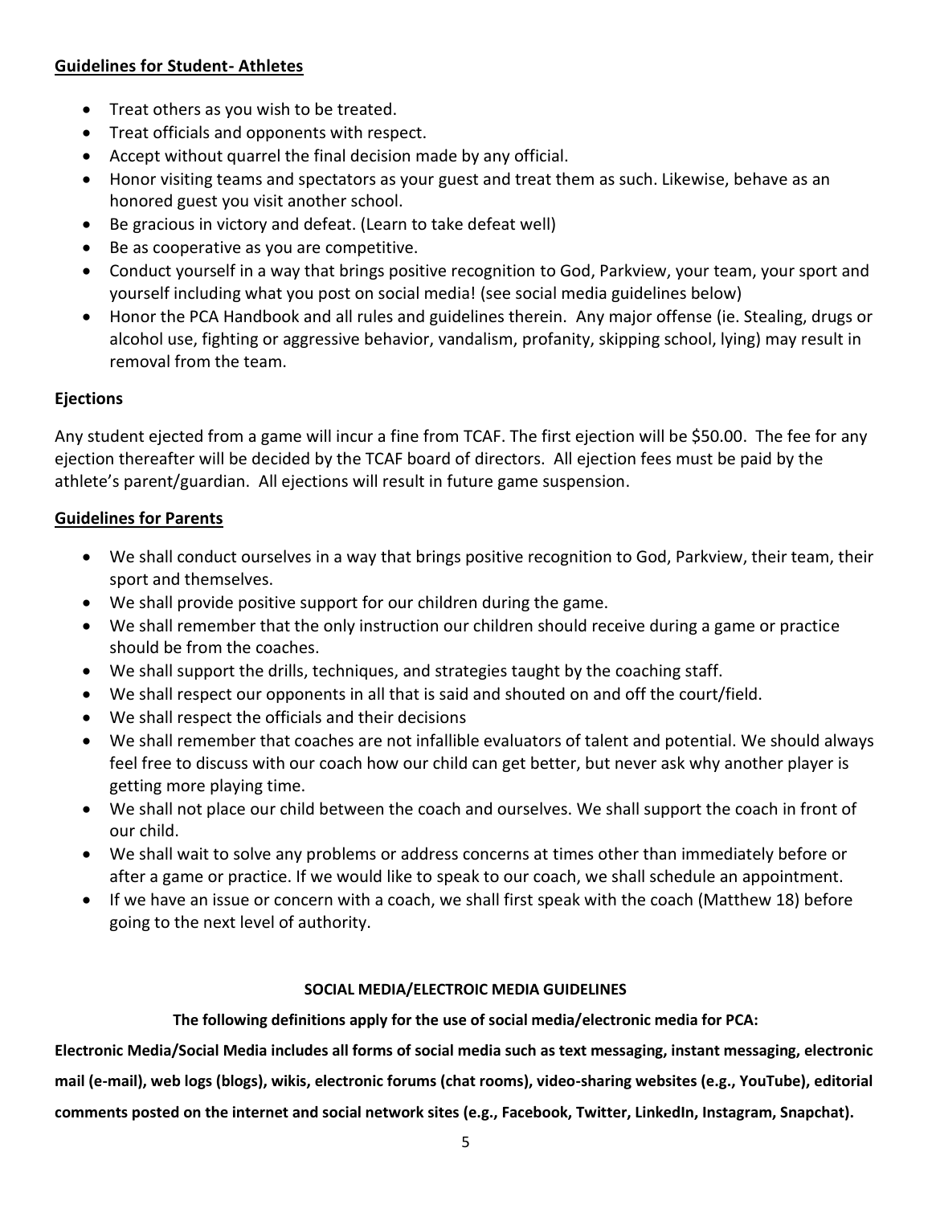## Guidelines for Student- Athletes

- Treat others as you wish to be treated.
- Treat officials and opponents with respect.
- Accept without quarrel the final decision made by any official.
- Honor visiting teams and spectators as your guest and treat them as such. Likewise, behave as an honored guest you visit another school.
- Be gracious in victory and defeat. (Learn to take defeat well)
- Be as cooperative as you are competitive.
- Conduct yourself in a way that brings positive recognition to God, Parkview, your team, your sport and yourself including what you post on social media! (see social media guidelines below)
- Honor the PCA Handbook and all rules and guidelines therein. Any major offense (ie. Stealing, drugs or alcohol use, fighting or aggressive behavior, vandalism, profanity, skipping school, lying) may result in removal from the team.

## Ejections

Any student ejected from a game will incur a fine from TCAF. The first ejection will be $50.00. The fee for any ejection thereafter will be decided by the TCAF board of directors. All ejection fees must be paid by the athlete's parent/guardian. All ejections will result in future game suspension.

## Guidelines for Parents

- We shall conduct ourselves in a way that brings positive recognition to God, Parkview, their team, their sport and themselves.
- We shall provide positive support for our children during the game.
- We shall remember that the only instruction our children should receive during a game or practice should be from the coaches.
- We shall support the drills, techniques, and strategies taught by the coaching staff.
- We shall respect our opponents in all that is said and shouted on and off the court/field.
- We shall respect the officials and their decisions
- We shall remember that coaches are not infallible evaluators of talent and potential. We should always feel free to discuss with our coach how our child can get better, but never ask why another player is getting more playing time.
- We shall not place our child between the coach and ourselves. We shall support the coach in front of our child.
- We shall wait to solve any problems or address concerns at times other than immediately before or after a game or practice. If we would like to speak to our coach, we shall schedule an appointment.
- If we have an issue or concern with a coach, we shall first speak with the coach (Matthew 18) before going to the next level of authority.

## SOCIAL MEDIA/ELECTROIC MEDIA GUIDELINES

**The following definitions apply for the use of social media/electronic media for PCA:**

**Electronic Media/Social Media includes all forms of social media such as text messaging, instant messaging, electronic mail (e-mail), web logs (blogs), wikis, electronic forums (chat rooms), video-sharing websites (e.g., YouTube), editorial comments posted on the internet and social network sites (e.g., Facebook, Twitter, LinkedIn, Instagram, Snapchat).**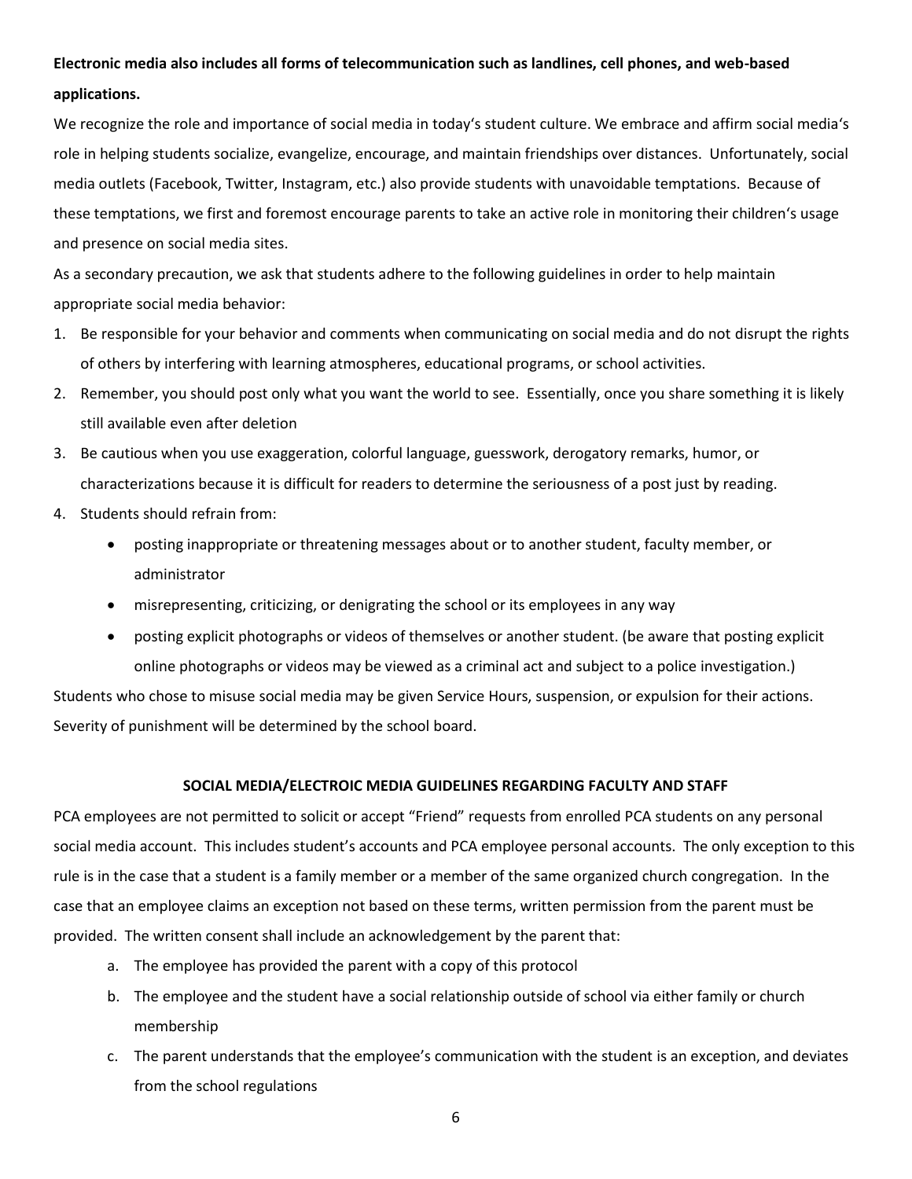**Electronic media also includes all forms of telecommunication such as landlines, cell phones, and web-based applications.**

We recognize the role and importance of social media in today's student culture. We embrace and affirm social media's role in helping students socialize, evangelize, encourage, and maintain friendships over distances. Unfortunately, social media outlets (Facebook, Twitter, Instagram, etc.) also provide students with unavoidable temptations. Because of these temptations, we first and foremost encourage parents to take an active role in monitoring their children's usage and presence on social media sites.

As a secondary precaution, we ask that students adhere to the following guidelines in order to help maintain appropriate social media behavior:

1. Be responsible for your behavior and comments when communicating on social media and do not disrupt the rights of others by interfering with learning atmospheres, educational programs, or school activities.
2. Remember, you should post only what you want the world to see. Essentially, once you share something it is likely still available even after deletion
3. Be cautious when you use exaggeration, colorful language, guesswork, derogatory remarks, humor, or characterizations because it is difficult for readers to determine the seriousness of a post just by reading.
4. Students should refrain from:
    - posting inappropriate or threatening messages about or to another student, faculty member, or administrator
    - misrepresenting, criticizing, or denigrating the school or its employees in any way
    - posting explicit photographs or videos of themselves or another student. (be aware that posting explicit online photographs or videos may be viewed as a criminal act and subject to a police investigation.)

Students who chose to misuse social media may be given Service Hours, suspension, or expulsion for their actions. Severity of punishment will be determined by the school board.

## SOCIAL MEDIA/ELECTROIC MEDIA GUIDELINES REGARDING FACULTY AND STAFF

PCA employees are not permitted to solicit or accept "Friend" requests from enrolled PCA students on any personal social media account. This includes student's accounts and PCA employee personal accounts. The only exception to this rule is in the case that a student is a family member or a member of the same organized church congregation. In the case that an employee claims an exception not based on these terms, written permission from the parent must be provided. The written consent shall include an acknowledgement by the parent that:

a. The employee has provided the parent with a copy of this protocol
b. The employee and the student have a social relationship outside of school via either family or church membership
c. The parent understands that the employee's communication with the student is an exception, and deviates from the school regulations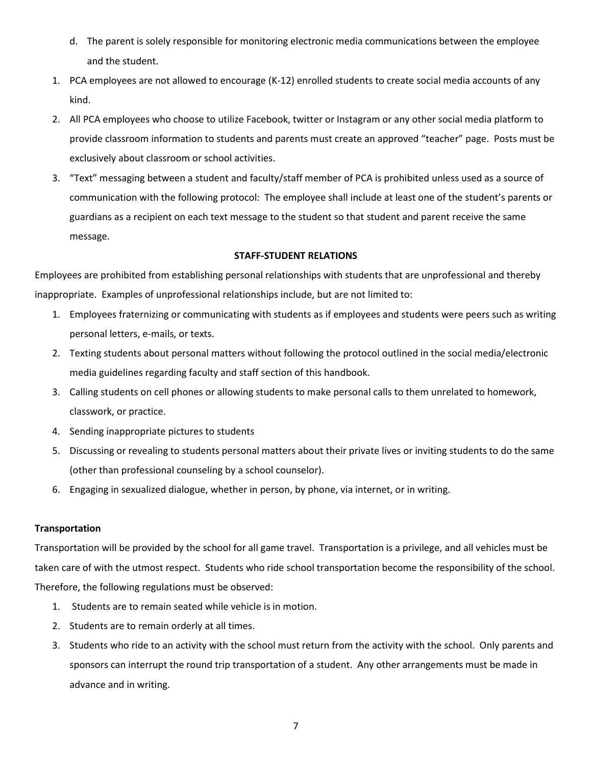d. The parent is solely responsible for monitoring electronic media communications between the employee and the student.

1. PCA employees are not allowed to encourage (K-12) enrolled students to create social media accounts of any kind.
2. All PCA employees who choose to utilize Facebook, twitter or Instagram or any other social media platform to provide classroom information to students and parents must create an approved "teacher" page. Posts must be exclusively about classroom or school activities.
3. "Text" messaging between a student and faculty/staff member of PCA is prohibited unless used as a source of communication with the following protocol: The employee shall include at least one of the student's parents or guardians as a recipient on each text message to the student so that student and parent receive the same message.

**STAFF-STUDENT RELATIONS**

Employees are prohibited from establishing personal relationships with students that are unprofessional and thereby inappropriate. Examples of unprofessional relationships include, but are not limited to:

1. Employees fraternizing or communicating with students as if employees and students were peers such as writing personal letters, e-mails, or texts.
2. Texting students about personal matters without following the protocol outlined in the social media/electronic media guidelines regarding faculty and staff section of this handbook.
3. Calling students on cell phones or allowing students to make personal calls to them unrelated to homework, classwork, or practice.
4. Sending inappropriate pictures to students
5. Discussing or revealing to students personal matters about their private lives or inviting students to do the same (other than professional counseling by a school counselor).
6. Engaging in sexualized dialogue, whether in person, by phone, via internet, or in writing.

**Transportation**

Transportation will be provided by the school for all game travel. Transportation is a privilege, and all vehicles must be taken care of with the utmost respect. Students who ride school transportation become the responsibility of the school. Therefore, the following regulations must be observed:

1. Students are to remain seated while vehicle is in motion.
2. Students are to remain orderly at all times.
3. Students who ride to an activity with the school must return from the activity with the school. Only parents and sponsors can interrupt the round trip transportation of a student. Any other arrangements must be made in advance and in writing.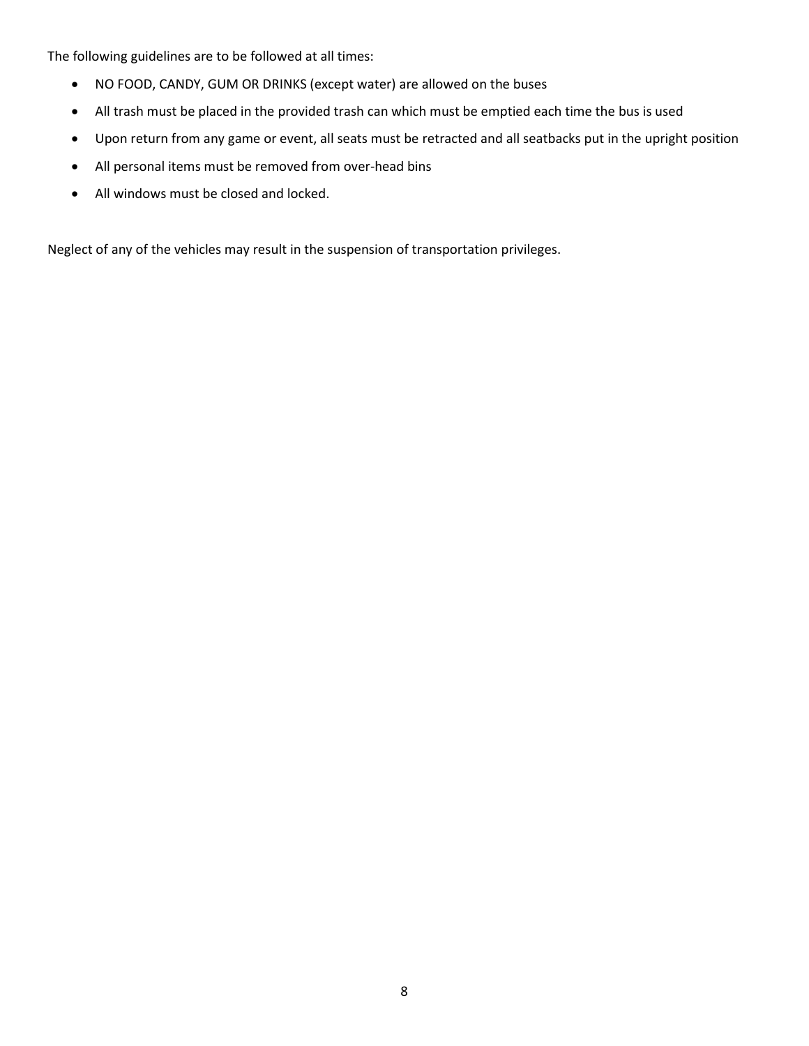The following guidelines are to be followed at all times:

- NO FOOD, CANDY, GUM OR DRINKS (except water) are allowed on the buses
- All trash must be placed in the provided trash can which must be emptied each time the bus is used
- Upon return from any game or event, all seats must be retracted and all seatbacks put in the upright position
- All personal items must be removed from over-head bins
- All windows must be closed and locked.

Neglect of any of the vehicles may result in the suspension of transportation privileges.